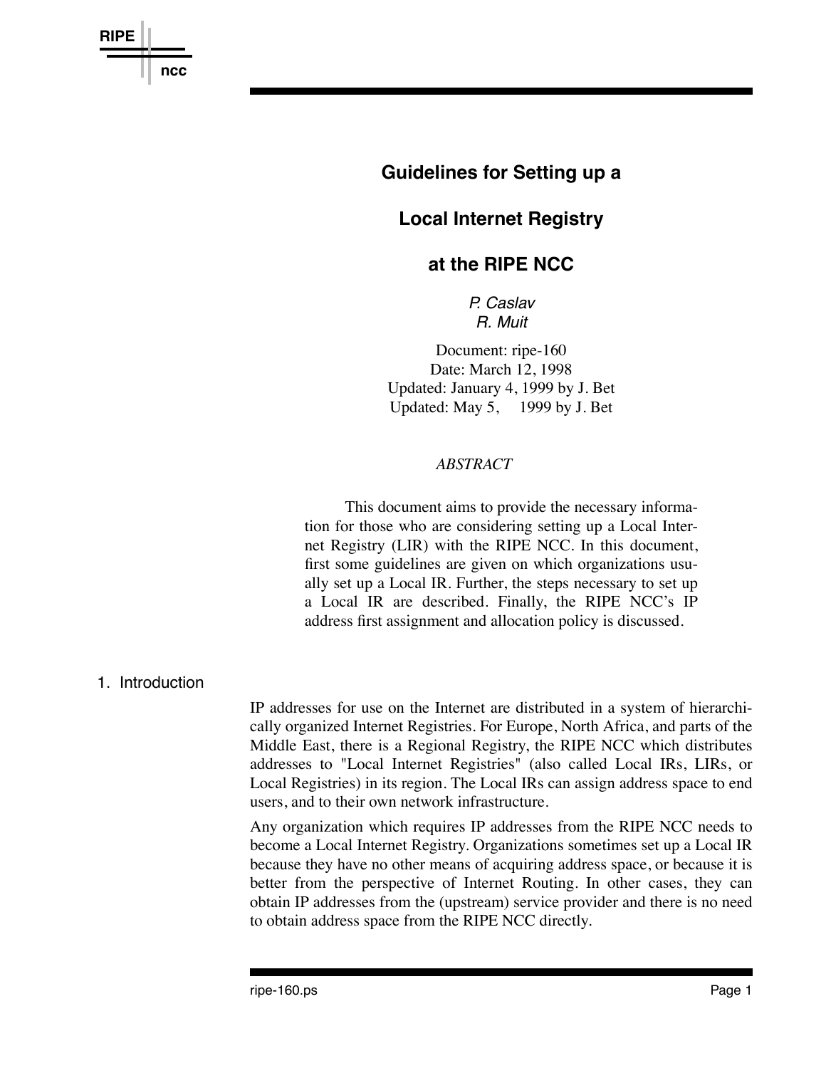# Guidelines for Setting up a Local Internet Registry at the RIPE NCC

*P. Caslav*
*R. Muit*

Document: ripe-160
Date: March 12, 1998
Updated: January 4, 1999 by J. Bet
Updated: May 5, 1999 by J. Bet

*ABSTRACT*

This document aims to provide the necessary information for those who are considering setting up a Local Internet Registry (LIR) with the RIPE NCC. In this document, first some guidelines are given on which organizations usually set up a Local IR. Further, the steps necessary to set up a Local IR are described. Finally, the RIPE NCC's IP address first assignment and allocation policy is discussed.

## 1. Introduction

IP addresses for use on the Internet are distributed in a system of hierarchically organized Internet Registries. For Europe, North Africa, and parts of the Middle East, there is a Regional Registry, the RIPE NCC which distributes addresses to "Local Internet Registries" (also called Local IRs, LIRs, or Local Registries) in its region. The Local IRs can assign address space to end users, and to their own network infrastructure.

Any organization which requires IP addresses from the RIPE NCC needs to become a Local Internet Registry. Organizations sometimes set up a Local IR because they have no other means of acquiring address space, or because it is better from the perspective of Internet Routing. In other cases, they can obtain IP addresses from the (upstream) service provider and there is no need to obtain address space from the RIPE NCC directly.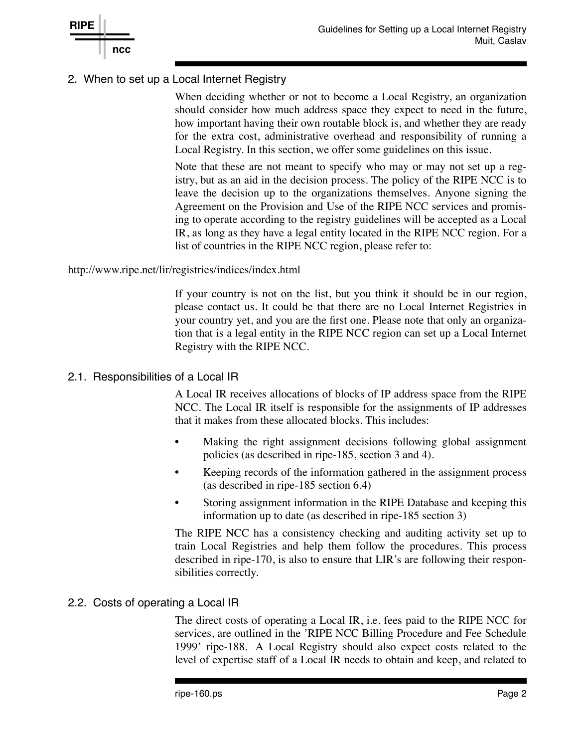## 2. When to set up a Local Internet Registry

When deciding whether or not to become a Local Registry, an organization should consider how much address space they expect to need in the future, how important having their own routable block is, and whether they are ready for the extra cost, administrative overhead and responsibility of running a Local Registry. In this section, we offer some guidelines on this issue.

Note that these are not meant to specify who may or may not set up a registry, but as an aid in the decision process. The policy of the RIPE NCC is to leave the decision up to the organizations themselves. Anyone signing the Agreement on the Provision and Use of the RIPE NCC services and promising to operate according to the registry guidelines will be accepted as a Local IR, as long as they have a legal entity located in the RIPE NCC region. For a list of countries in the RIPE NCC region, please refer to:

http://www.ripe.net/lir/registries/indices/index.html

If your country is not on the list, but you think it should be in our region, please contact us. It could be that there are no Local Internet Registries in your country yet, and you are the first one. Please note that only an organization that is a legal entity in the RIPE NCC region can set up a Local Internet Registry with the RIPE NCC.

### 2.1. Responsibilities of a Local IR

A Local IR receives allocations of blocks of IP address space from the RIPE NCC. The Local IR itself is responsible for the assignments of IP addresses that it makes from these allocated blocks. This includes:

- Making the right assignment decisions following global assignment policies (as described in ripe-185, section 3 and 4).
- Keeping records of the information gathered in the assignment process (as described in ripe-185 section 6.4)
- Storing assignment information in the RIPE Database and keeping this information up to date (as described in ripe-185 section 3)

The RIPE NCC has a consistency checking and auditing activity set up to train Local Registries and help them follow the procedures. This process described in ripe-170, is also to ensure that LIR's are following their responsibilities correctly.

### 2.2. Costs of operating a Local IR

The direct costs of operating a Local IR, i.e. fees paid to the RIPE NCC for services, are outlined in the 'RIPE NCC Billing Procedure and Fee Schedule 1999' ripe-188. A Local Registry should also expect costs related to the level of expertise staff of a Local IR needs to obtain and keep, and related to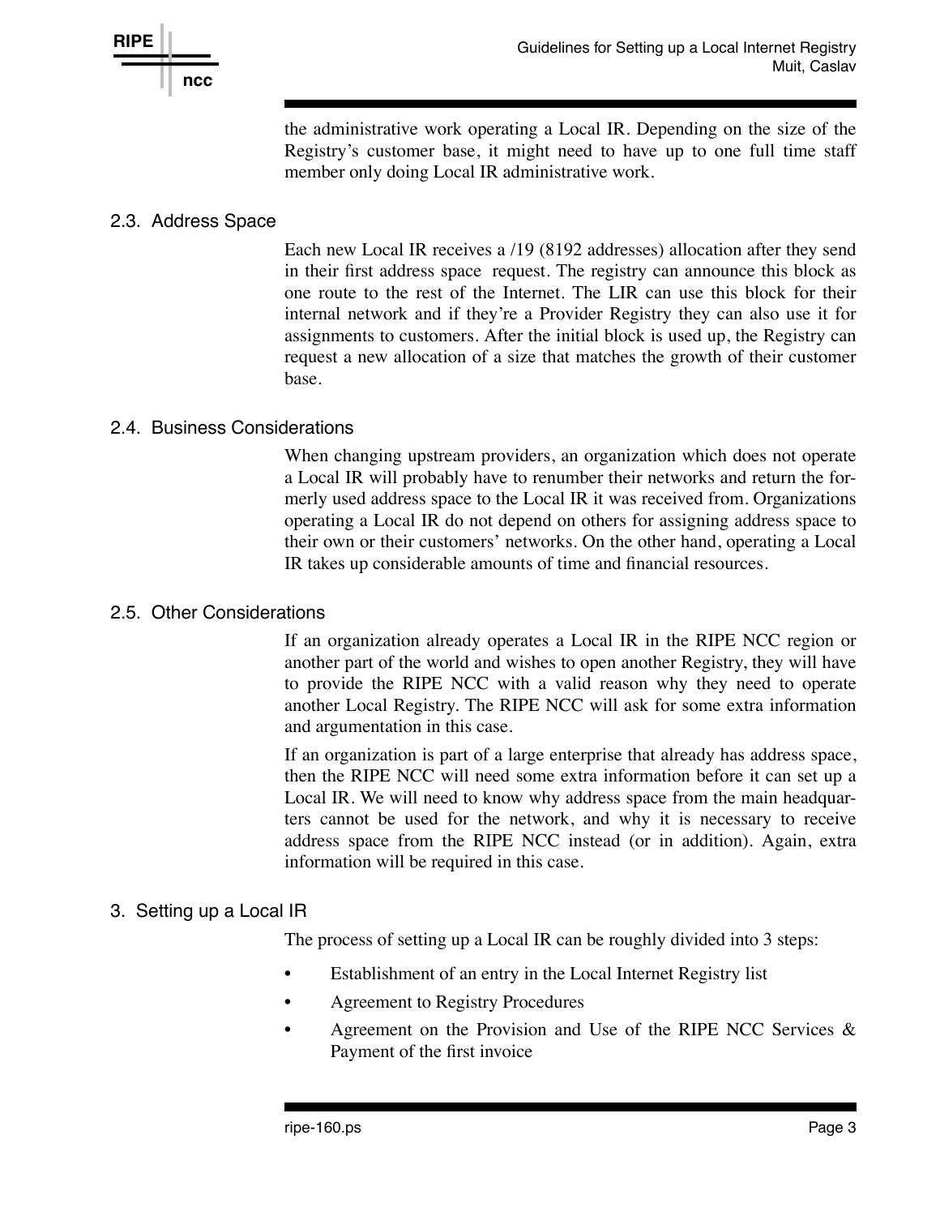the administrative work operating a Local IR. Depending on the size of the Registry's customer base, it might need to have up to one full time staff member only doing Local IR administrative work.

### 2.3. Address Space

Each new Local IR receives a /19 (8192 addresses) allocation after they send in their first address space request. The registry can announce this block as one route to the rest of the Internet. The LIR can use this block for their internal network and if they're a Provider Registry they can also use it for assignments to customers. After the initial block is used up, the Registry can request a new allocation of a size that matches the growth of their customer base.

### 2.4. Business Considerations

When changing upstream providers, an organization which does not operate a Local IR will probably have to renumber their networks and return the formerly used address space to the Local IR it was received from. Organizations operating a Local IR do not depend on others for assigning address space to their own or their customers' networks. On the other hand, operating a Local IR takes up considerable amounts of time and financial resources.

### 2.5. Other Considerations

If an organization already operates a Local IR in the RIPE NCC region or another part of the world and wishes to open another Registry, they will have to provide the RIPE NCC with a valid reason why they need to operate another Local Registry. The RIPE NCC will ask for some extra information and argumentation in this case.

If an organization is part of a large enterprise that already has address space, then the RIPE NCC will need some extra information before it can set up a Local IR. We will need to know why address space from the main headquarters cannot be used for the network, and why it is necessary to receive address space from the RIPE NCC instead (or in addition). Again, extra information will be required in this case.

## 3. Setting up a Local IR

The process of setting up a Local IR can be roughly divided into 3 steps:

- Establishment of an entry in the Local Internet Registry list
- Agreement to Registry Procedures
- Agreement on the Provision and Use of the RIPE NCC Services & Payment of the first invoice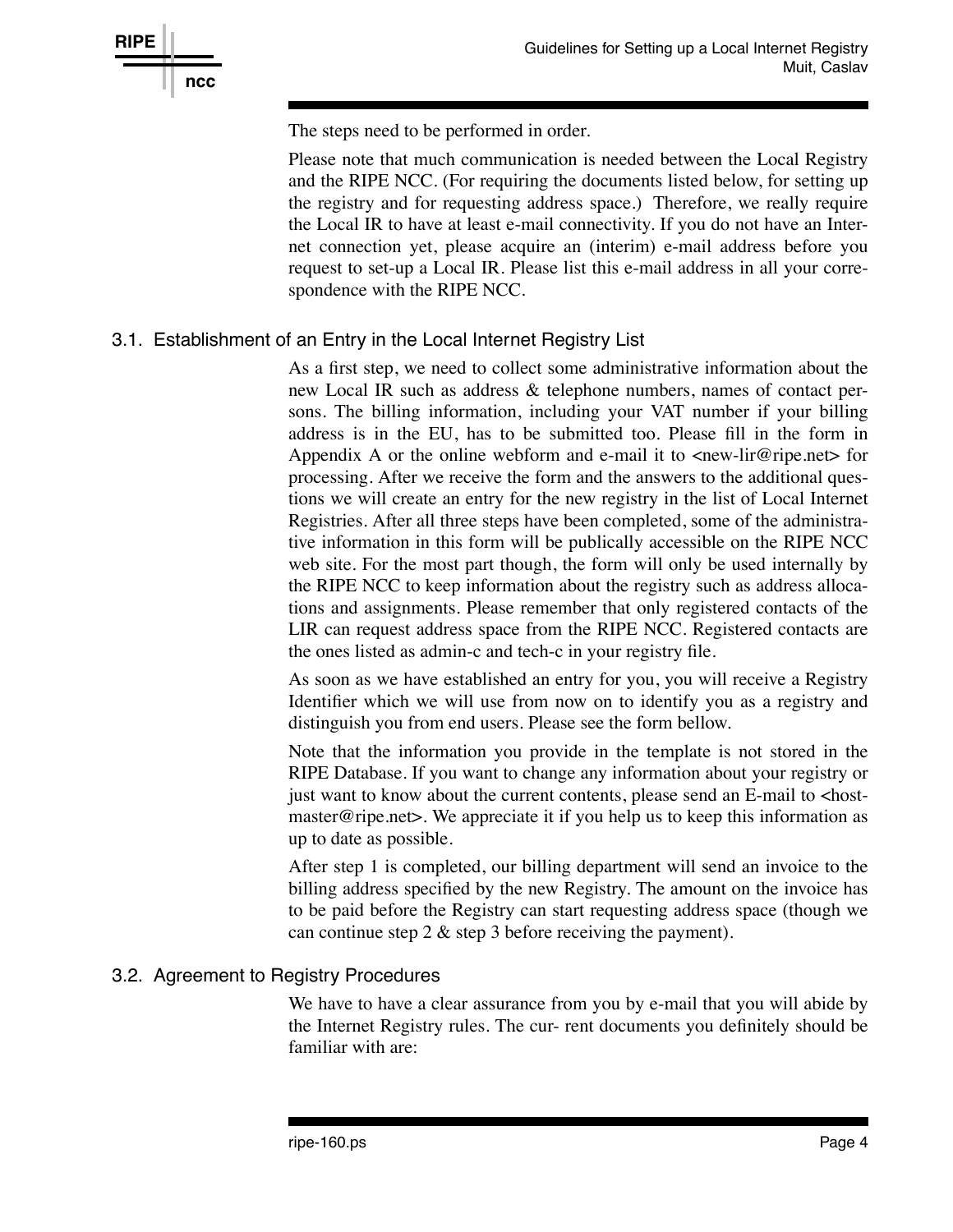The steps need to be performed in order.

Please note that much communication is needed between the Local Registry and the RIPE NCC. (For requiring the documents listed below, for setting up the registry and for requesting address space.) Therefore, we really require the Local IR to have at least e-mail connectivity. If you do not have an Internet connection yet, please acquire an (interim) e-mail address before you request to set-up a Local IR. Please list this e-mail address in all your correspondence with the RIPE NCC.

## 3.1. Establishment of an Entry in the Local Internet Registry List

As a first step, we need to collect some administrative information about the new Local IR such as address & telephone numbers, names of contact persons. The billing information, including your VAT number if your billing address is in the EU, has to be submitted too. Please fill in the form in Appendix A or the online webform and e-mail it to <new-lir@ripe.net> for processing. After we receive the form and the answers to the additional questions we will create an entry for the new registry in the list of Local Internet Registries. After all three steps have been completed, some of the administrative information in this form will be publically accessible on the RIPE NCC web site. For the most part though, the form will only be used internally by the RIPE NCC to keep information about the registry such as address allocations and assignments. Please remember that only registered contacts of the LIR can request address space from the RIPE NCC. Registered contacts are the ones listed as admin-c and tech-c in your registry file.

As soon as we have established an entry for you, you will receive a Registry Identifier which we will use from now on to identify you as a registry and distinguish you from end users. Please see the form bellow.

Note that the information you provide in the template is not stored in the RIPE Database. If you want to change any information about your registry or just want to know about the current contents, please send an E-mail to <hostmaster@ripe.net>. We appreciate it if you help us to keep this information as up to date as possible.

After step 1 is completed, our billing department will send an invoice to the billing address specified by the new Registry. The amount on the invoice has to be paid before the Registry can start requesting address space (though we can continue step 2 & step 3 before receiving the payment).

## 3.2. Agreement to Registry Procedures

We have to have a clear assurance from you by e-mail that you will abide by the Internet Registry rules. The cur- rent documents you definitely should be familiar with are: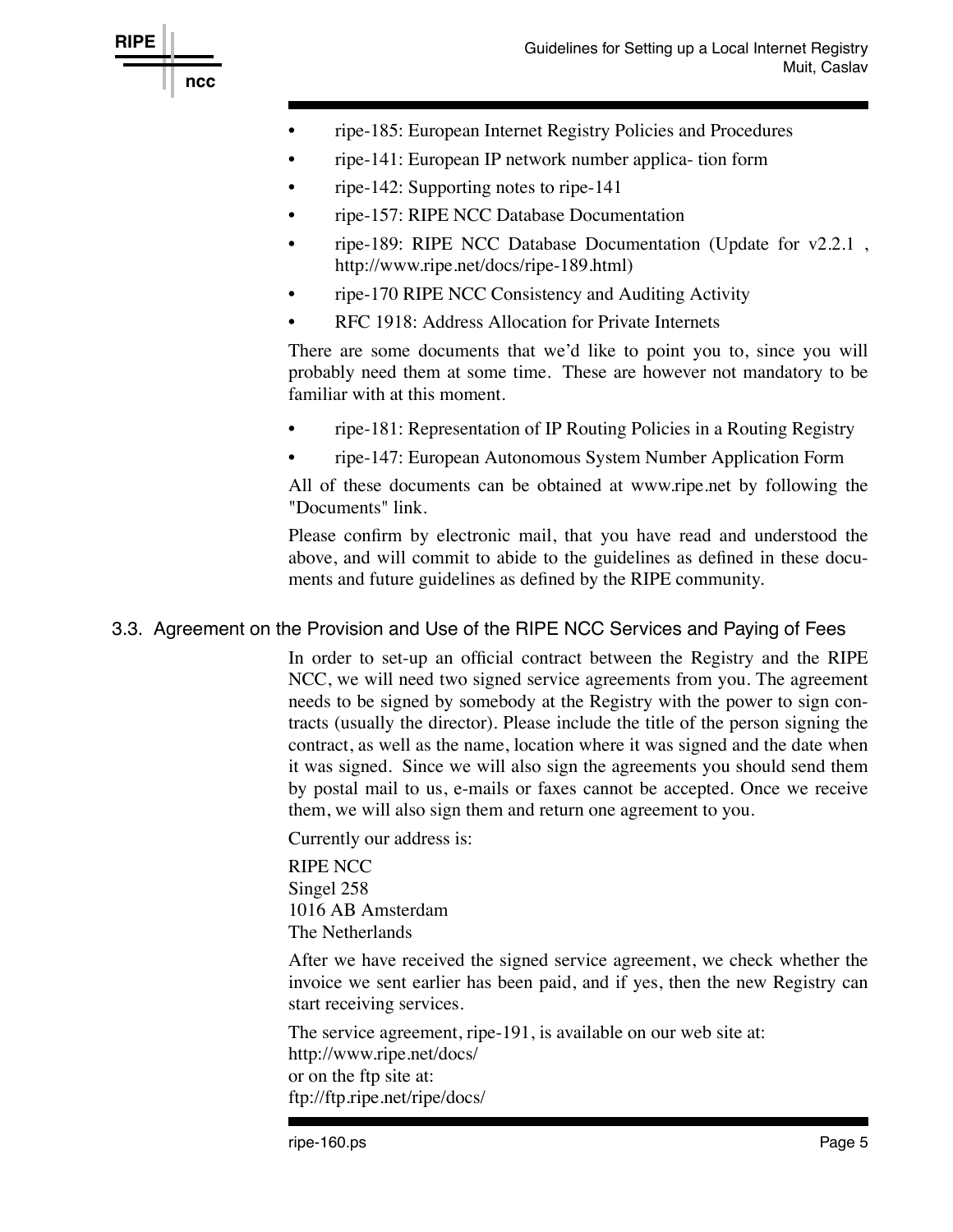- ripe-185: European Internet Registry Policies and Procedures
- ripe-141: European IP network number applica- tion form
- ripe-142: Supporting notes to ripe-141
- ripe-157: RIPE NCC Database Documentation
- ripe-189: RIPE NCC Database Documentation (Update for v2.2.1 , http://www.ripe.net/docs/ripe-189.html)
- ripe-170 RIPE NCC Consistency and Auditing Activity
- RFC 1918: Address Allocation for Private Internets

There are some documents that we'd like to point you to, since you will probably need them at some time. These are however not mandatory to be familiar with at this moment.

- ripe-181: Representation of IP Routing Policies in a Routing Registry
- ripe-147: European Autonomous System Number Application Form

All of these documents can be obtained at www.ripe.net by following the "Documents" link.

Please confirm by electronic mail, that you have read and understood the above, and will commit to abide to the guidelines as defined in these documents and future guidelines as defined by the RIPE community.

## 3.3. Agreement on the Provision and Use of the RIPE NCC Services and Paying of Fees

In order to set-up an official contract between the Registry and the RIPE NCC, we will need two signed service agreements from you. The agreement needs to be signed by somebody at the Registry with the power to sign contracts (usually the director). Please include the title of the person signing the contract, as well as the name, location where it was signed and the date when it was signed. Since we will also sign the agreements you should send them by postal mail to us, e-mails or faxes cannot be accepted. Once we receive them, we will also sign them and return one agreement to you.

Currently our address is:

RIPE NCC
Singel 258
1016 AB Amsterdam
The Netherlands

After we have received the signed service agreement, we check whether the invoice we sent earlier has been paid, and if yes, then the new Registry can start receiving services.

The service agreement, ripe-191, is available on our web site at:
http://www.ripe.net/docs/
or on the ftp site at:
ftp://ftp.ripe.net/ripe/docs/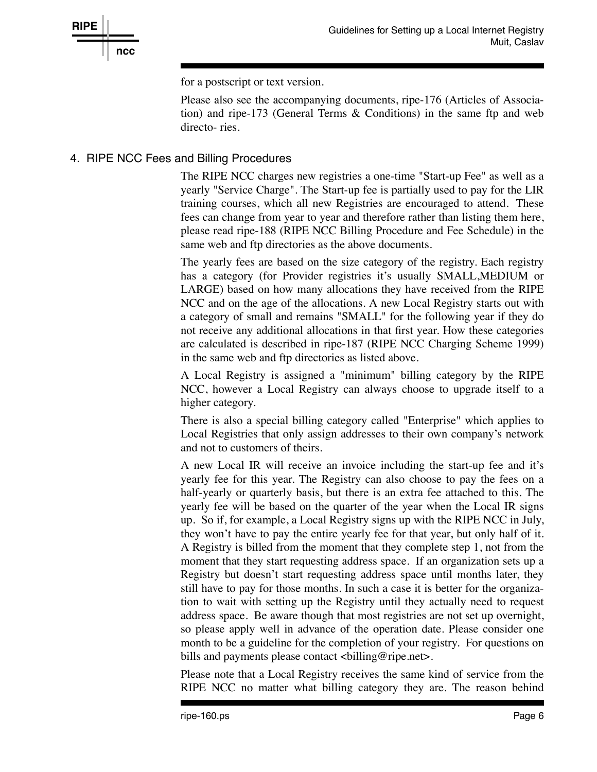for a postscript or text version.

Please also see the accompanying documents, ripe-176 (Articles of Association) and ripe-173 (General Terms & Conditions) in the same ftp and web directo- ries.

## 4. RIPE NCC Fees and Billing Procedures

The RIPE NCC charges new registries a one-time "Start-up Fee" as well as a yearly "Service Charge". The Start-up fee is partially used to pay for the LIR training courses, which all new Registries are encouraged to attend. These fees can change from year to year and therefore rather than listing them here, please read ripe-188 (RIPE NCC Billing Procedure and Fee Schedule) in the same web and ftp directories as the above documents.

The yearly fees are based on the size category of the registry. Each registry has a category (for Provider registries it's usually SMALL,MEDIUM or LARGE) based on how many allocations they have received from the RIPE NCC and on the age of the allocations. A new Local Registry starts out with a category of small and remains "SMALL" for the following year if they do not receive any additional allocations in that first year. How these categories are calculated is described in ripe-187 (RIPE NCC Charging Scheme 1999) in the same web and ftp directories as listed above.

A Local Registry is assigned a "minimum" billing category by the RIPE NCC, however a Local Registry can always choose to upgrade itself to a higher category.

There is also a special billing category called "Enterprise" which applies to Local Registries that only assign addresses to their own company's network and not to customers of theirs.

A new Local IR will receive an invoice including the start-up fee and it's yearly fee for this year. The Registry can also choose to pay the fees on a half-yearly or quarterly basis, but there is an extra fee attached to this. The yearly fee will be based on the quarter of the year when the Local IR signs up. So if, for example, a Local Registry signs up with the RIPE NCC in July, they won't have to pay the entire yearly fee for that year, but only half of it. A Registry is billed from the moment that they complete step 1, not from the moment that they start requesting address space. If an organization sets up a Registry but doesn't start requesting address space until months later, they still have to pay for those months. In such a case it is better for the organization to wait with setting up the Registry until they actually need to request address space. Be aware though that most registries are not set up overnight, so please apply well in advance of the operation date. Please consider one month to be a guideline for the completion of your registry. For questions on bills and payments please contact <billing@ripe.net>.

Please note that a Local Registry receives the same kind of service from the RIPE NCC no matter what billing category they are. The reason behind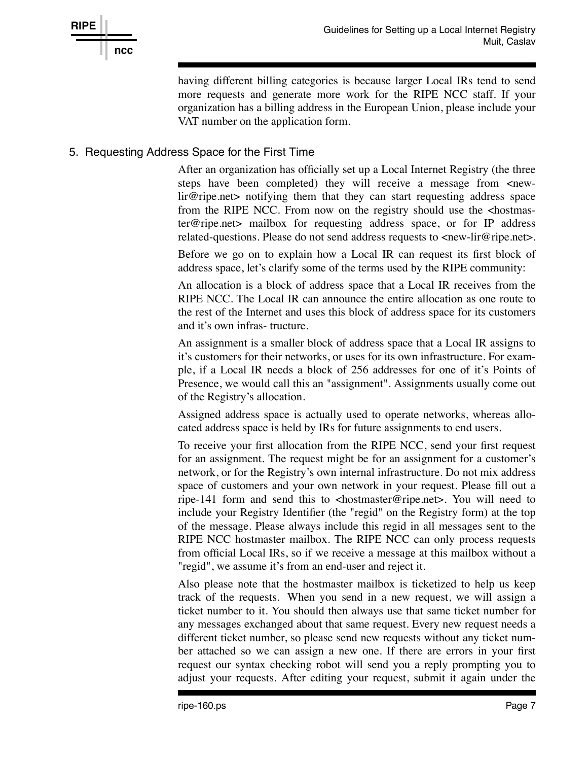having different billing categories is because larger Local IRs tend to send more requests and generate more work for the RIPE NCC staff. If your organization has a billing address in the European Union, please include your VAT number on the application form.

## 5. Requesting Address Space for the First Time

After an organization has officially set up a Local Internet Registry (the three steps have been completed) they will receive a message from <new-lir@ripe.net> notifying them that they can start requesting address space from the RIPE NCC. From now on the registry should use the <hostmaster@ripe.net> mailbox for requesting address space, or for IP address related-questions. Please do not send address requests to <new-lir@ripe.net>.

Before we go on to explain how a Local IR can request its first block of address space, let's clarify some of the terms used by the RIPE community:

An allocation is a block of address space that a Local IR receives from the RIPE NCC. The Local IR can announce the entire allocation as one route to the rest of the Internet and uses this block of address space for its customers and it's own infras- tructure.

An assignment is a smaller block of address space that a Local IR assigns to it's customers for their networks, or uses for its own infrastructure. For example, if a Local IR needs a block of 256 addresses for one of it's Points of Presence, we would call this an "assignment". Assignments usually come out of the Registry's allocation.

Assigned address space is actually used to operate networks, whereas allocated address space is held by IRs for future assignments to end users.

To receive your first allocation from the RIPE NCC, send your first request for an assignment. The request might be for an assignment for a customer's network, or for the Registry's own internal infrastructure. Do not mix address space of customers and your own network in your request. Please fill out a ripe-141 form and send this to <hostmaster@ripe.net>. You will need to include your Registry Identifier (the "regid" on the Registry form) at the top of the message. Please always include this regid in all messages sent to the RIPE NCC hostmaster mailbox. The RIPE NCC can only process requests from official Local IRs, so if we receive a message at this mailbox without a "regid", we assume it's from an end-user and reject it.

Also please note that the hostmaster mailbox is ticketized to help us keep track of the requests. When you send in a new request, we will assign a ticket number to it. You should then always use that same ticket number for any messages exchanged about that same request. Every new request needs a different ticket number, so please send new requests without any ticket number attached so we can assign a new one. If there are errors in your first request our syntax checking robot will send you a reply prompting you to adjust your requests. After editing your request, submit it again under the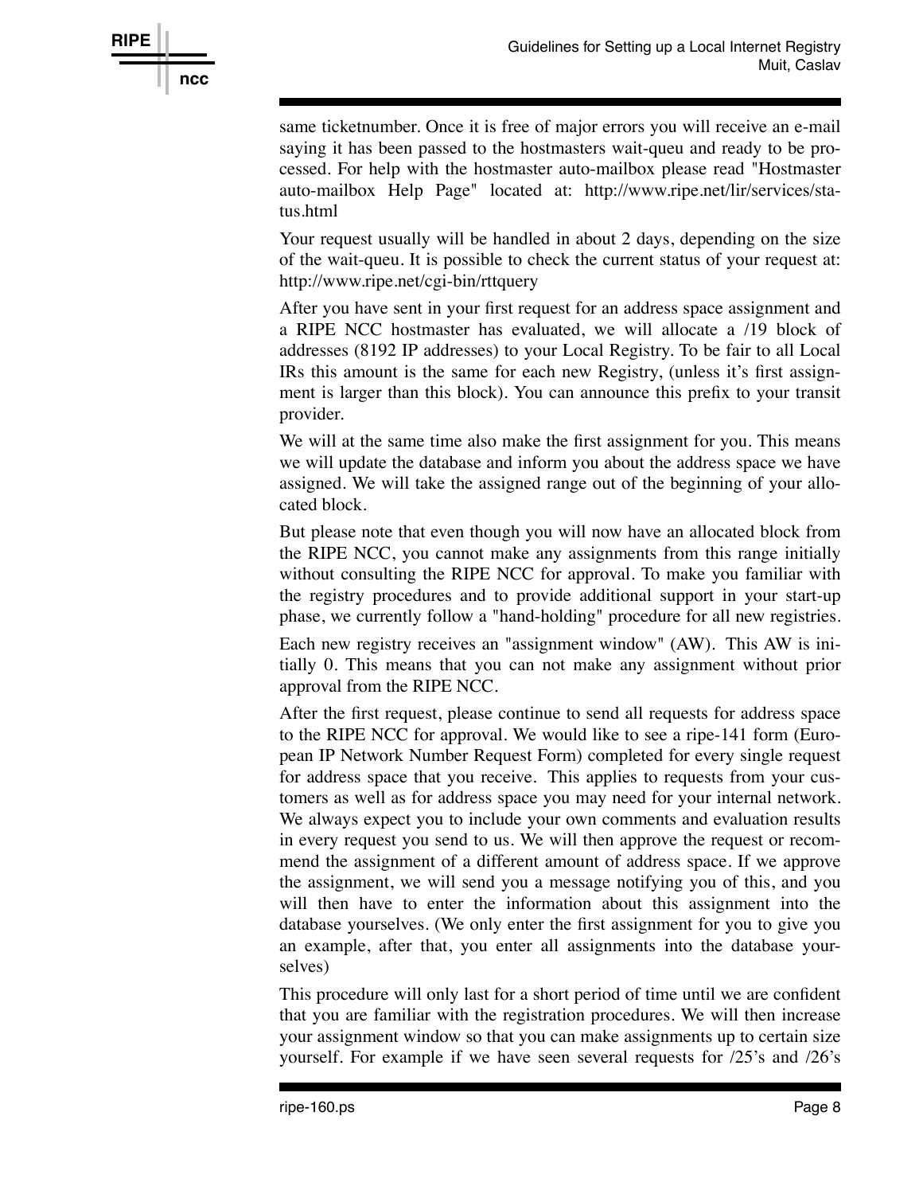same ticketnumber. Once it is free of major errors you will receive an e-mail saying it has been passed to the hostmasters wait-queu and ready to be processed. For help with the hostmaster auto-mailbox please read "Hostmaster auto-mailbox Help Page" located at: http://www.ripe.net/lir/services/status.html

Your request usually will be handled in about 2 days, depending on the size of the wait-queu. It is possible to check the current status of your request at: http://www.ripe.net/cgi-bin/rttquery

After you have sent in your first request for an address space assignment and a RIPE NCC hostmaster has evaluated, we will allocate a /19 block of addresses (8192 IP addresses) to your Local Registry. To be fair to all Local IRs this amount is the same for each new Registry, (unless it's first assignment is larger than this block). You can announce this prefix to your transit provider.

We will at the same time also make the first assignment for you. This means we will update the database and inform you about the address space we have assigned. We will take the assigned range out of the beginning of your allocated block.

But please note that even though you will now have an allocated block from the RIPE NCC, you cannot make any assignments from this range initially without consulting the RIPE NCC for approval. To make you familiar with the registry procedures and to provide additional support in your start-up phase, we currently follow a "hand-holding" procedure for all new registries.

Each new registry receives an "assignment window" (AW). This AW is initially 0. This means that you can not make any assignment without prior approval from the RIPE NCC.

After the first request, please continue to send all requests for address space to the RIPE NCC for approval. We would like to see a ripe-141 form (European IP Network Number Request Form) completed for every single request for address space that you receive. This applies to requests from your customers as well as for address space you may need for your internal network. We always expect you to include your own comments and evaluation results in every request you send to us. We will then approve the request or recommend the assignment of a different amount of address space. If we approve the assignment, we will send you a message notifying you of this, and you will then have to enter the information about this assignment into the database yourselves. (We only enter the first assignment for you to give you an example, after that, you enter all assignments into the database yourselves)

This procedure will only last for a short period of time until we are confident that you are familiar with the registration procedures. We will then increase your assignment window so that you can make assignments up to certain size yourself. For example if we have seen several requests for /25's and /26's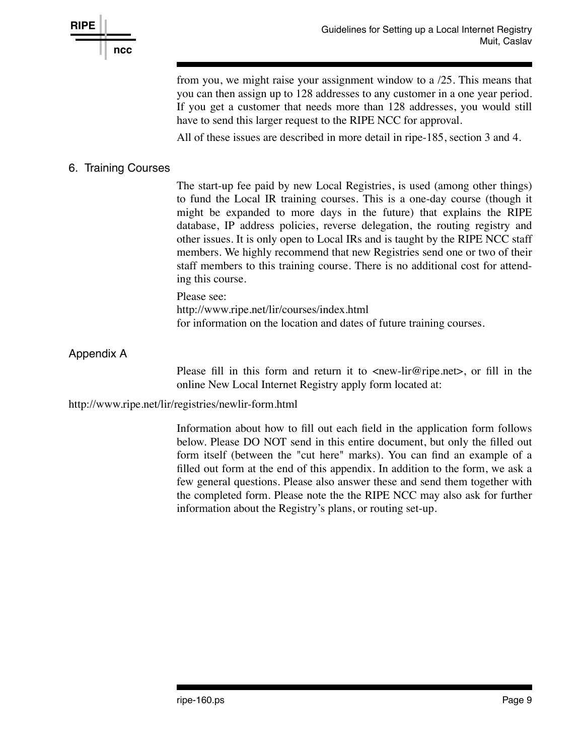from you, we might raise your assignment window to a /25. This means that you can then assign up to 128 addresses to any customer in a one year period. If you get a customer that needs more than 128 addresses, you would still have to send this larger request to the RIPE NCC for approval.

All of these issues are described in more detail in ripe-185, section 3 and 4.

## 6. Training Courses

The start-up fee paid by new Local Registries, is used (among other things) to fund the Local IR training courses. This is a one-day course (though it might be expanded to more days in the future) that explains the RIPE database, IP address policies, reverse delegation, the routing registry and other issues. It is only open to Local IRs and is taught by the RIPE NCC staff members. We highly recommend that new Registries send one or two of their staff members to this training course. There is no additional cost for attending this course.

Please see:
http://www.ripe.net/lir/courses/index.html
for information on the location and dates of future training courses.

## Appendix A

Please fill in this form and return it to <new-lir@ripe.net>, or fill in the online New Local Internet Registry apply form located at:

http://www.ripe.net/lir/registries/newlir-form.html

Information about how to fill out each field in the application form follows below. Please DO NOT send in this entire document, but only the filled out form itself (between the "cut here" marks). You can find an example of a filled out form at the end of this appendix. In addition to the form, we ask a few general questions. Please also answer these and send them together with the completed form. Please note the the RIPE NCC may also ask for further information about the Registry's plans, or routing set-up.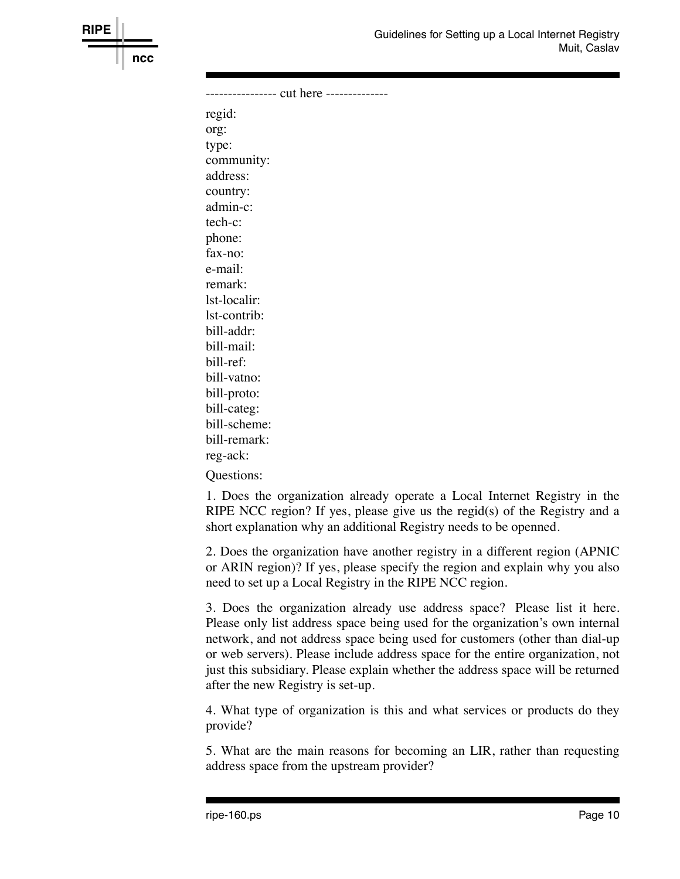```
---------------- cut here --------------
regid:
org:
type:
community:
address:
country:
admin-c:
tech-c:
phone:
fax-no:
e-mail:
remark:
lst-localir:
lst-contrib:
bill-addr:
bill-mail:
bill-ref:
bill-vatno:
bill-proto:
bill-categ:
bill-scheme:
bill-remark:
reg-ack:
```

Questions:

1. Does the organization already operate a Local Internet Registry in the RIPE NCC region? If yes, please give us the regid(s) of the Registry and a short explanation why an additional Registry needs to be openned.

2. Does the organization have another registry in a different region (APNIC or ARIN region)? If yes, please specify the region and explain why you also need to set up a Local Registry in the RIPE NCC region.

3. Does the organization already use address space? Please list it here. Please only list address space being used for the organization's own internal network, and not address space being used for customers (other than dial-up or web servers). Please include address space for the entire organization, not just this subsidiary. Please explain whether the address space will be returned after the new Registry is set-up.

4. What type of organization is this and what services or products do they provide?

5. What are the main reasons for becoming an LIR, rather than requesting address space from the upstream provider?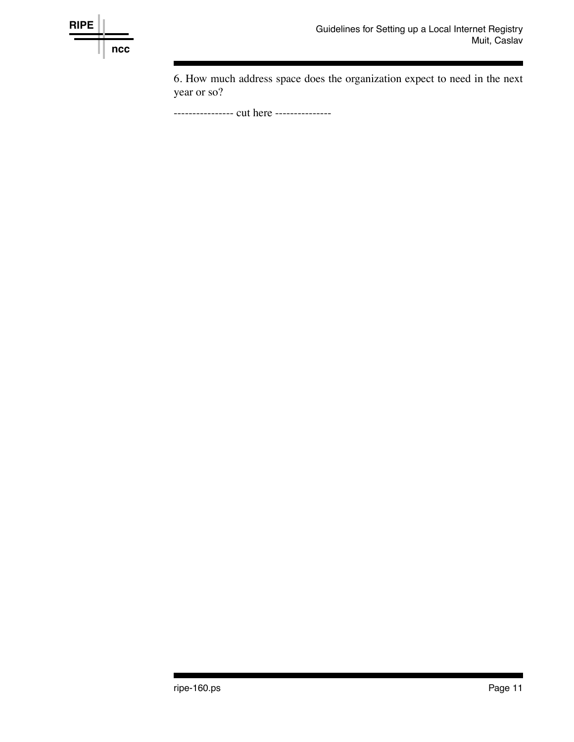6. How much address space does the organization expect to need in the next year or so?

---------------- cut here ---------------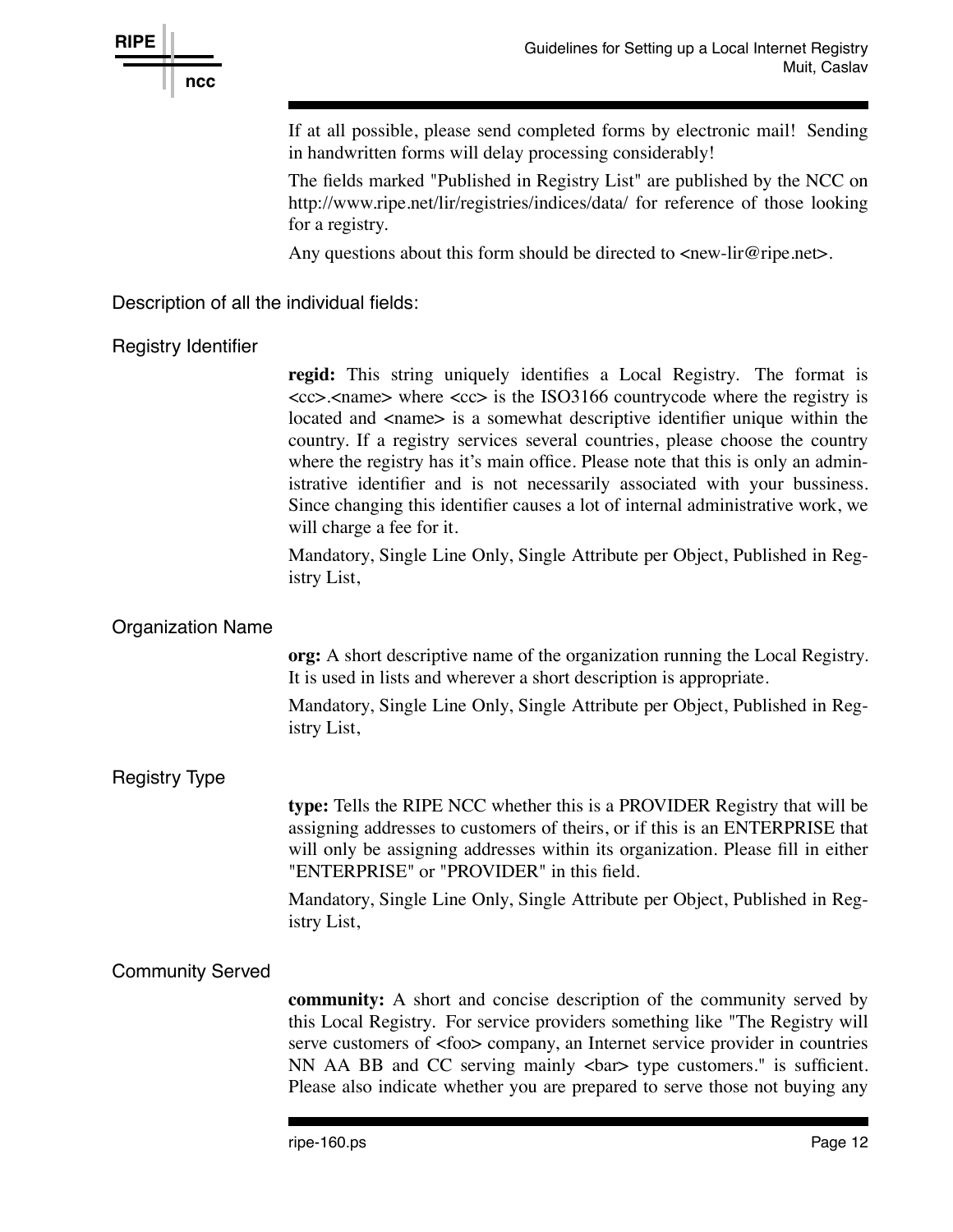If at all possible, please send completed forms by electronic mail! Sending in handwritten forms will delay processing considerably!

The fields marked "Published in Registry List" are published by the NCC on http://www.ripe.net/lir/registries/indices/data/ for reference of those looking for a registry.

Any questions about this form should be directed to <new-lir@ripe.net>.

## Description of all the individual fields:

### Registry Identifier

**regid:** This string uniquely identifies a Local Registry. The format is <cc>.<name> where <cc> is the ISO3166 countrycode where the registry is located and <name> is a somewhat descriptive identifier unique within the country. If a registry services several countries, please choose the country where the registry has it's main office. Please note that this is only an administrative identifier and is not necessarily associated with your bussiness. Since changing this identifier causes a lot of internal administrative work, we will charge a fee for it.

Mandatory, Single Line Only, Single Attribute per Object, Published in Registry List,

### Organization Name

**org:** A short descriptive name of the organization running the Local Registry. It is used in lists and wherever a short description is appropriate.

Mandatory, Single Line Only, Single Attribute per Object, Published in Registry List,

### Registry Type

**type:** Tells the RIPE NCC whether this is a PROVIDER Registry that will be assigning addresses to customers of theirs, or if this is an ENTERPRISE that will only be assigning addresses within its organization. Please fill in either "ENTERPRISE" or "PROVIDER" in this field.

Mandatory, Single Line Only, Single Attribute per Object, Published in Registry List,

### Community Served

**community:** A short and concise description of the community served by this Local Registry. For service providers something like "The Registry will serve customers of <foo> company, an Internet service provider in countries NN AA BB and CC serving mainly <bar> type customers." is sufficient. Please also indicate whether you are prepared to serve those not buying any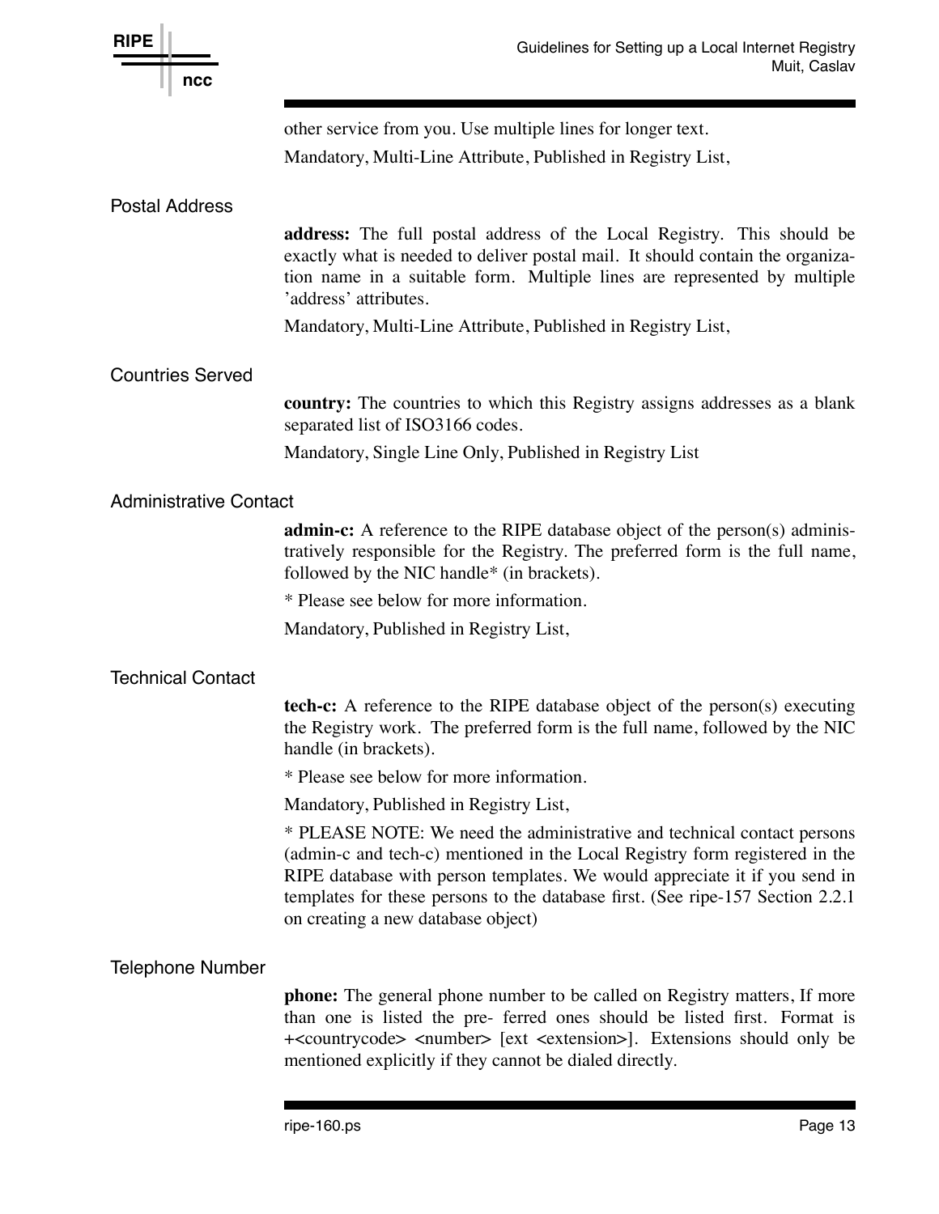other service from you. Use multiple lines for longer text.

Mandatory, Multi-Line Attribute, Published in Registry List,

### Postal Address

**address:** The full postal address of the Local Registry. This should be exactly what is needed to deliver postal mail. It should contain the organization name in a suitable form. Multiple lines are represented by multiple 'address' attributes.

Mandatory, Multi-Line Attribute, Published in Registry List,

### Countries Served

**country:** The countries to which this Registry assigns addresses as a blank separated list of ISO3166 codes.

Mandatory, Single Line Only, Published in Registry List

### Administrative Contact

**admin-c:** A reference to the RIPE database object of the person(s) administratively responsible for the Registry. The preferred form is the full name, followed by the NIC handle* (in brackets).

* Please see below for more information.

Mandatory, Published in Registry List,

### Technical Contact

**tech-c:** A reference to the RIPE database object of the person(s) executing the Registry work. The preferred form is the full name, followed by the NIC handle (in brackets).

* Please see below for more information.

Mandatory, Published in Registry List,

* PLEASE NOTE: We need the administrative and technical contact persons (admin-c and tech-c) mentioned in the Local Registry form registered in the RIPE database with person templates. We would appreciate it if you send in templates for these persons to the database first. (See ripe-157 Section 2.2.1 on creating a new database object)

### Telephone Number

**phone:** The general phone number to be called on Registry matters, If more than one is listed the pre- ferred ones should be listed first. Format is +<countrycode> <number> [ext <extension>]. Extensions should only be mentioned explicitly if they cannot be dialed directly.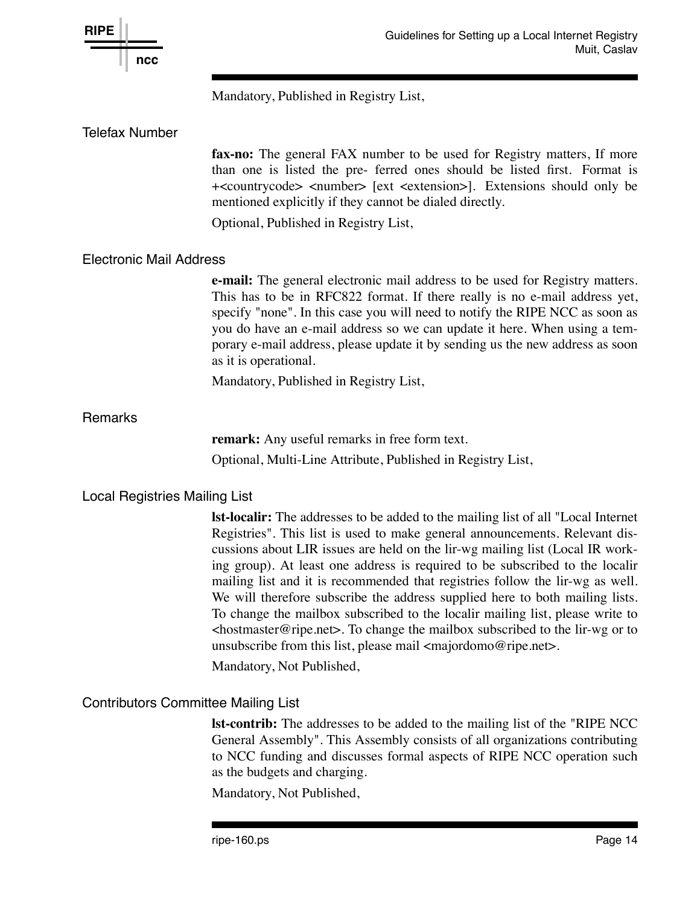Mandatory, Published in Registry List,

### Telefax Number

**fax-no:** The general FAX number to be used for Registry matters, If more than one is listed the pre- ferred ones should be listed first. Format is +<countrycode> <number> [ext <extension>]. Extensions should only be mentioned explicitly if they cannot be dialed directly.

Optional, Published in Registry List,

### Electronic Mail Address

**e-mail:** The general electronic mail address to be used for Registry matters. This has to be in RFC822 format. If there really is no e-mail address yet, specify "none". In this case you will need to notify the RIPE NCC as soon as you do have an e-mail address so we can update it here. When using a temporary e-mail address, please update it by sending us the new address as soon as it is operational.

Mandatory, Published in Registry List,

### Remarks

**remark:** Any useful remarks in free form text.

Optional, Multi-Line Attribute, Published in Registry List,

### Local Registries Mailing List

**lst-localir:** The addresses to be added to the mailing list of all "Local Internet Registries". This list is used to make general announcements. Relevant discussions about LIR issues are held on the lir-wg mailing list (Local IR working group). At least one address is required to be subscribed to the localir mailing list and it is recommended that registries follow the lir-wg as well. We will therefore subscribe the address supplied here to both mailing lists. To change the mailbox subscribed to the localir mailing list, please write to <hostmaster@ripe.net>. To change the mailbox subscribed to the lir-wg or to unsubscribe from this list, please mail <majordomo@ripe.net>.

Mandatory, Not Published,

### Contributors Committee Mailing List

**lst-contrib:** The addresses to be added to the mailing list of the "RIPE NCC General Assembly". This Assembly consists of all organizations contributing to NCC funding and discusses formal aspects of RIPE NCC operation such as the budgets and charging.

Mandatory, Not Published,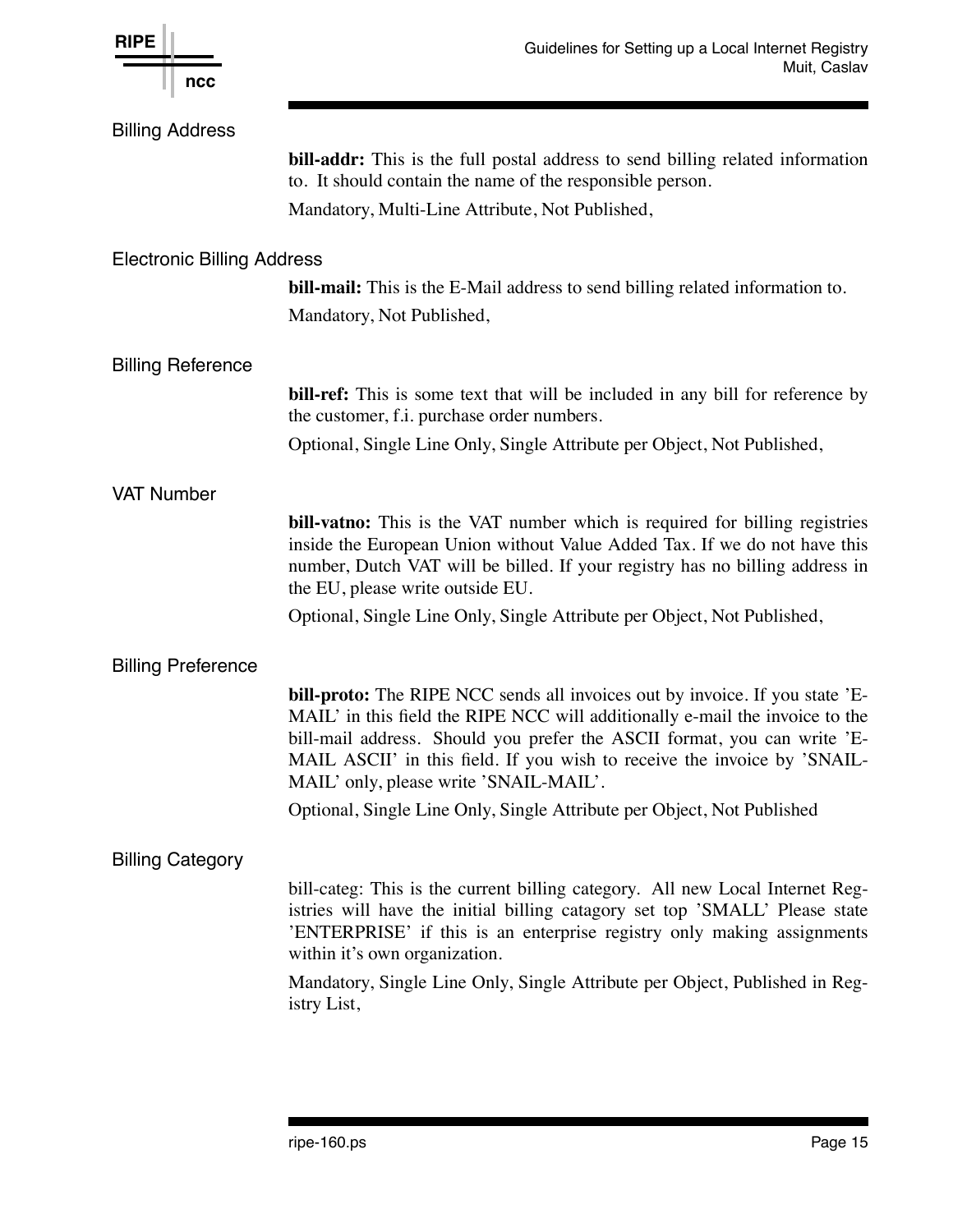### Billing Address

**bill-addr:** This is the full postal address to send billing related information to. It should contain the name of the responsible person.

Mandatory, Multi-Line Attribute, Not Published,

### Electronic Billing Address

**bill-mail:** This is the E-Mail address to send billing related information to.

Mandatory, Not Published,

### Billing Reference

**bill-ref:** This is some text that will be included in any bill for reference by the customer, f.i. purchase order numbers.

Optional, Single Line Only, Single Attribute per Object, Not Published,

### VAT Number

**bill-vatno:** This is the VAT number which is required for billing registries inside the European Union without Value Added Tax. If we do not have this number, Dutch VAT will be billed. If your registry has no billing address in the EU, please write outside EU.

Optional, Single Line Only, Single Attribute per Object, Not Published,

### Billing Preference

**bill-proto:** The RIPE NCC sends all invoices out by invoice. If you state 'E-MAIL' in this field the RIPE NCC will additionally e-mail the invoice to the bill-mail address. Should you prefer the ASCII format, you can write 'E-MAIL ASCII' in this field. If you wish to receive the invoice by 'SNAIL-MAIL' only, please write 'SNAIL-MAIL'.

Optional, Single Line Only, Single Attribute per Object, Not Published

### Billing Category

bill-categ: This is the current billing category. All new Local Internet Registries will have the initial billing catagory set top 'SMALL' Please state 'ENTERPRISE' if this is an enterprise registry only making assignments within it's own organization.

Mandatory, Single Line Only, Single Attribute per Object, Published in Registry List,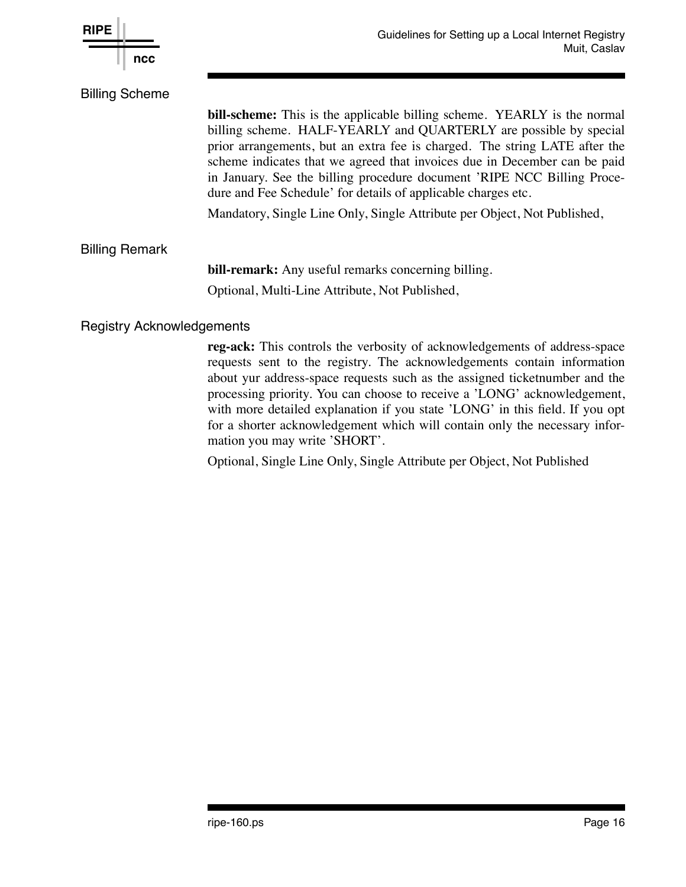### Billing Scheme

**bill-scheme:** This is the applicable billing scheme. YEARLY is the normal billing scheme. HALF-YEARLY and QUARTERLY are possible by special prior arrangements, but an extra fee is charged. The string LATE after the scheme indicates that we agreed that invoices due in December can be paid in January. See the billing procedure document 'RIPE NCC Billing Procedure and Fee Schedule' for details of applicable charges etc.

Mandatory, Single Line Only, Single Attribute per Object, Not Published,

### Billing Remark

**bill-remark:** Any useful remarks concerning billing.

Optional, Multi-Line Attribute, Not Published,

### Registry Acknowledgements

**reg-ack:** This controls the verbosity of acknowledgements of address-space requests sent to the registry. The acknowledgements contain information about yur address-space requests such as the assigned ticketnumber and the processing priority. You can choose to receive a 'LONG' acknowledgement, with more detailed explanation if you state 'LONG' in this field. If you opt for a shorter acknowledgement which will contain only the necessary information you may write 'SHORT'.

Optional, Single Line Only, Single Attribute per Object, Not Published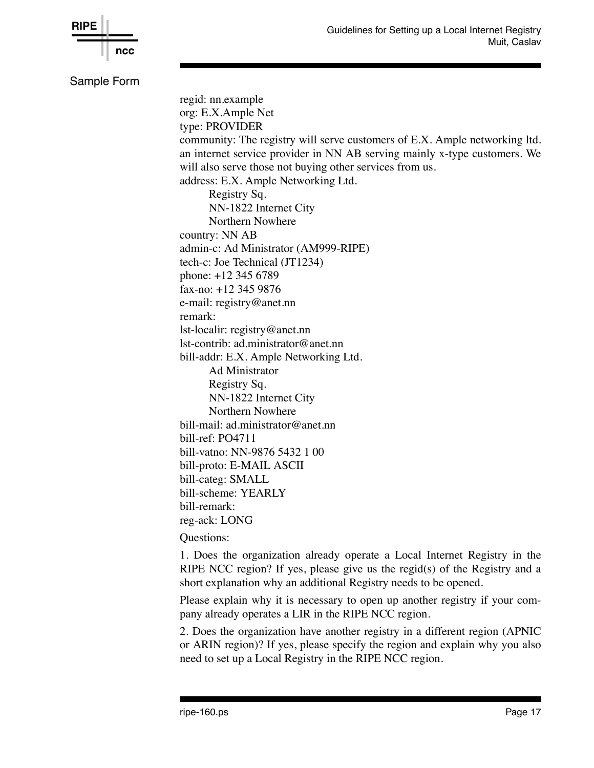Sample Form

```
regid: nn.example
org: E.X.Ample Net
type: PROVIDER
community: The registry will serve customers of E.X. Ample networking ltd.
an internet service provider in NN AB serving mainly x-type customers. We
will also serve those not buying other services from us.
address: E.X. Ample Networking Ltd.
        Registry Sq.
        NN-1822 Internet City
        Northern Nowhere
country: NN AB
admin-c: Ad Ministrator (AM999-RIPE)
tech-c: Joe Technical (JT1234)
phone: +12 345 6789
fax-no: +12 345 9876
e-mail: registry@anet.nn
remark:
lst-localir: registry@anet.nn
lst-contrib: ad.ministrator@anet.nn
bill-addr: E.X. Ample Networking Ltd.
        Ad Ministrator
        Registry Sq.
        NN-1822 Internet City
        Northern Nowhere
bill-mail: ad.ministrator@anet.nn
bill-ref: PO4711
bill-vatno: NN-9876 5432 1 00
bill-proto: E-MAIL ASCII
bill-categ: SMALL
bill-scheme: YEARLY
bill-remark:
reg-ack: LONG
```

Questions:

1. Does the organization already operate a Local Internet Registry in the RIPE NCC region? If yes, please give us the regid(s) of the Registry and a short explanation why an additional Registry needs to be opened.

Please explain why it is necessary to open up another registry if your company already operates a LIR in the RIPE NCC region.

2. Does the organization have another registry in a different region (APNIC or ARIN region)? If yes, please specify the region and explain why you also need to set up a Local Registry in the RIPE NCC region.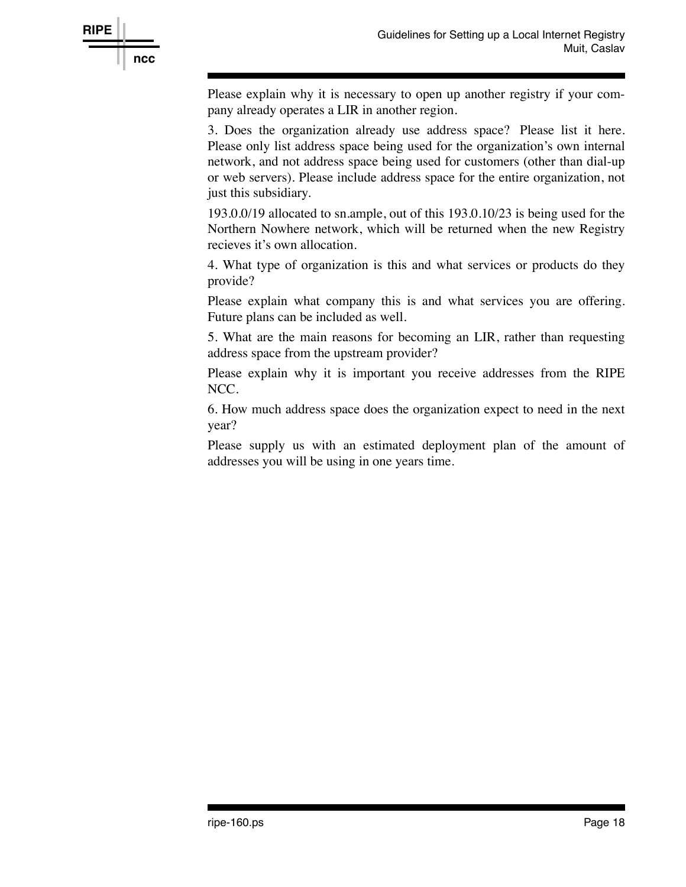Please explain why it is necessary to open up another registry if your company already operates a LIR in another region.

3. Does the organization already use address space? Please list it here. Please only list address space being used for the organization's own internal network, and not address space being used for customers (other than dial-up or web servers). Please include address space for the entire organization, not just this subsidiary.

193.0.0/19 allocated to sn.ample, out of this 193.0.10/23 is being used for the Northern Nowhere network, which will be returned when the new Registry recieves it's own allocation.

4. What type of organization is this and what services or products do they provide?

Please explain what company this is and what services you are offering. Future plans can be included as well.

5. What are the main reasons for becoming an LIR, rather than requesting address space from the upstream provider?

Please explain why it is important you receive addresses from the RIPE NCC.

6. How much address space does the organization expect to need in the next year?

Please supply us with an estimated deployment plan of the amount of addresses you will be using in one years time.